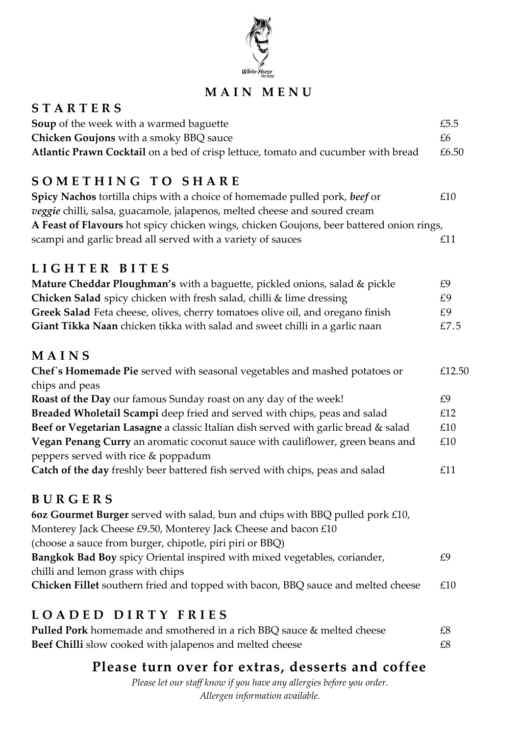# MAIN MENU

## STARTERS

**Soup** of the week with a warmed baguette £5.5

**Chicken Goujons** with a smoky BBQ sauce £6

**Atlantic Prawn Cocktail** on a bed of crisp lettuce, tomato and cucumber with bread £6.50

## SOMETHING TO SHARE

**Spicy Nachos** tortilla chips with a choice of homemade pulled pork, ***beef*** or *veggie* chilli, salsa, guacamole, jalapenos, melted cheese and soured cream £10

**A Feast of Flavours** hot spicy chicken wings, chicken Goujons, beer battered onion rings, scampi and garlic bread all served with a variety of sauces £11

## LIGHTER BITES

**Mature Cheddar Ploughman's** with a baguette, pickled onions, salad & pickle £9

**Chicken Salad** spicy chicken with fresh salad, chilli & lime dressing £9

**Greek Salad** Feta cheese, olives, cherry tomatoes olive oil, and oregano finish £9

**Giant Tikka Naan** chicken tikka with salad and sweet chilli in a garlic naan £7.5

## MAINS

**Chef`s Homemade Pie** served with seasonal vegetables and mashed potatoes or chips and peas £12.50

**Roast of the Day** our famous Sunday roast on any day of the week! £9

**Breaded Wholetail Scampi** deep fried and served with chips, peas and salad £12

**Beef or Vegetarian Lasagne** a classic Italian dish served with garlic bread & salad £10

**Vegan Penang Curry** an aromatic coconut sauce with cauliflower, green beans and peppers served with rice & poppadum £10

**Catch of the day** freshly beer battered fish served with chips, peas and salad £11

## BURGERS

**6oz Gourmet Burger** served with salad, bun and chips with BBQ pulled pork £10, Monterey Jack Cheese £9.50, Monterey Jack Cheese and bacon £10
(choose a sauce from burger, chipotle, piri piri or BBQ)

**Bangkok Bad Boy** spicy Oriental inspired with mixed vegetables, coriander, chilli and lemon grass with chips £9

**Chicken Fillet** southern fried and topped with bacon, BBQ sauce and melted cheese £10

## LOADED DIRTY FRIES

**Pulled Pork** homemade and smothered in a rich BBQ sauce & melted cheese £8

**Beef Chilli** slow cooked with jalapenos and melted cheese £8

## Please turn over for extras, desserts and coffee

*Please let our staff know if you have any allergies before you order.*
*Allergen information available.*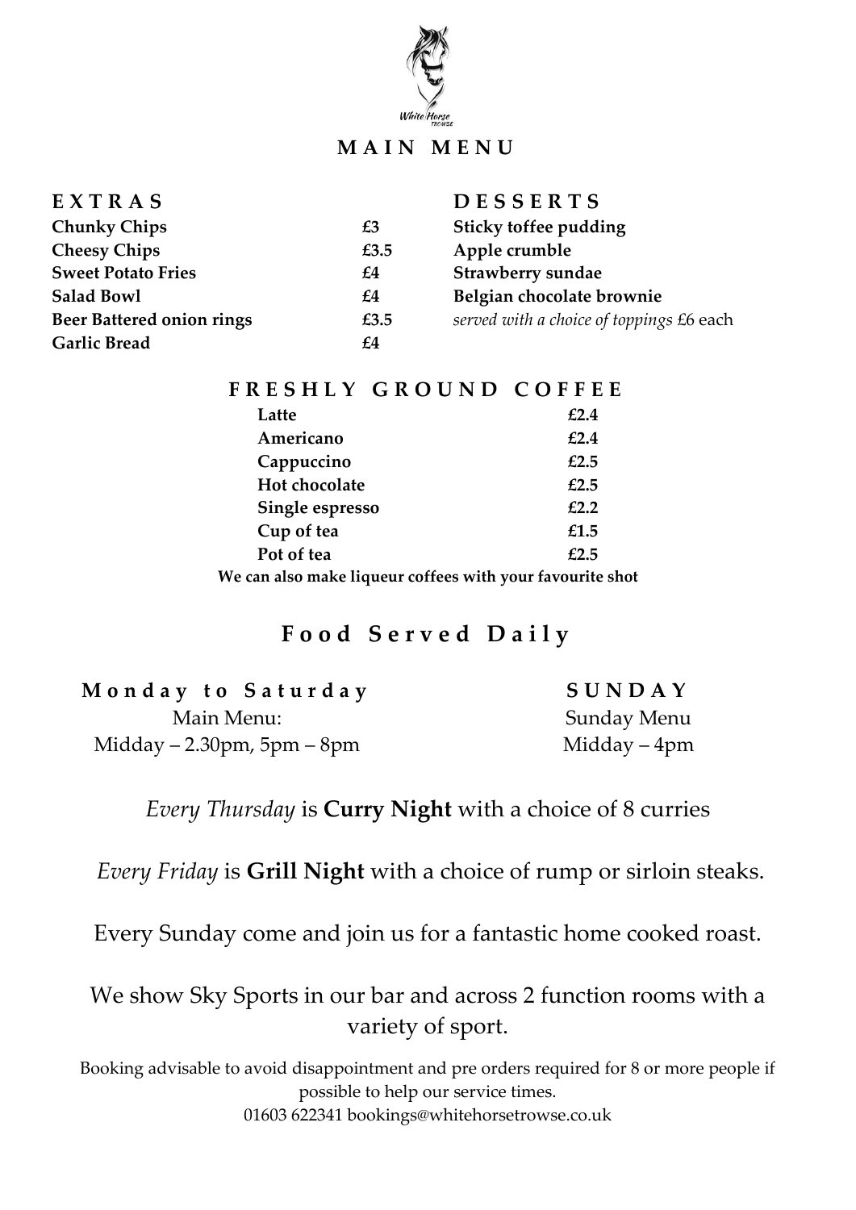White Horse TROWSE

# MAIN MENU

## EXTRAS

| | |
|---|---|
| **Chunky Chips** | **£3** |
| **Cheesy Chips** | **£3.5** |
| **Sweet Potato Fries** | **£4** |
| **Salad Bowl** | **£4** |
| **Beer Battered onion rings** | **£3.5** |
| **Garlic Bread** | **£4** |

## DESSERTS

**Sticky toffee pudding**
**Apple crumble**
**Strawberry sundae**
**Belgian chocolate brownie**
*served with a choice of toppings* £6 each

## FRESHLY GROUND COFFEE

| | |
|---|---|
| **Latte** | **£2.4** |
| **Americano** | **£2.4** |
| **Cappuccino** | **£2.5** |
| **Hot chocolate** | **£2.5** |
| **Single espresso** | **£2.2** |
| **Cup of tea** | **£1.5** |
| **Pot of tea** | **£2.5** |

**We can also make liqueur coffees with your favourite shot**

## Food Served Daily

**Monday to Saturday**
Main Menu:
Midday – 2.30pm, 5pm – 8pm

**SUNDAY**
Sunday Menu
Midday – 4pm

*Every Thursday* is **Curry Night** with a choice of 8 curries

*Every Friday* is **Grill Night** with a choice of rump or sirloin steaks.

Every Sunday come and join us for a fantastic home cooked roast.

We show Sky Sports in our bar and across 2 function rooms with a variety of sport.

Booking advisable to avoid disappointment and pre orders required for 8 or more people if possible to help our service times.
01603 622341 bookings@whitehorsetrowse.co.uk